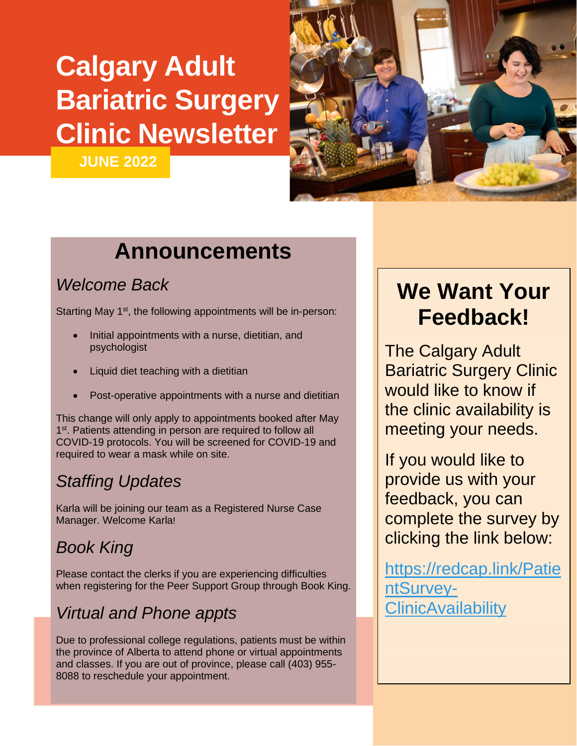# Calgary Adult Bariatric Surgery Clinic Newsletter

**JUNE 2022**

## Announcements

### *Welcome Back*

Starting May 1st, the following appointments will be in-person:

- Initial appointments with a nurse, dietitian, and psychologist
- Liquid diet teaching with a dietitian
- Post-operative appointments with a nurse and dietitian

This change will only apply to appointments booked after May 1st. Patients attending in person are required to follow all COVID-19 protocols. You will be screened for COVID-19 and required to wear a mask while on site.

### *Staffing Updates*

Karla will be joining our team as a Registered Nurse Case Manager. Welcome Karla!

### *Book King*

Please contact the clerks if you are experiencing difficulties when registering for the Peer Support Group through Book King.

### *Virtual and Phone appts*

Due to professional college regulations, patients must be within the province of Alberta to attend phone or virtual appointments and classes. If you are out of province, please call (403) 955-8088 to reschedule your appointment.

## We Want Your Feedback!

The Calgary Adult Bariatric Surgery Clinic would like to know if the clinic availability is meeting your needs.

If you would like to provide us with your feedback, you can complete the survey by clicking the link below:

https://redcap.link/PatientSurvey-ClinicAvailability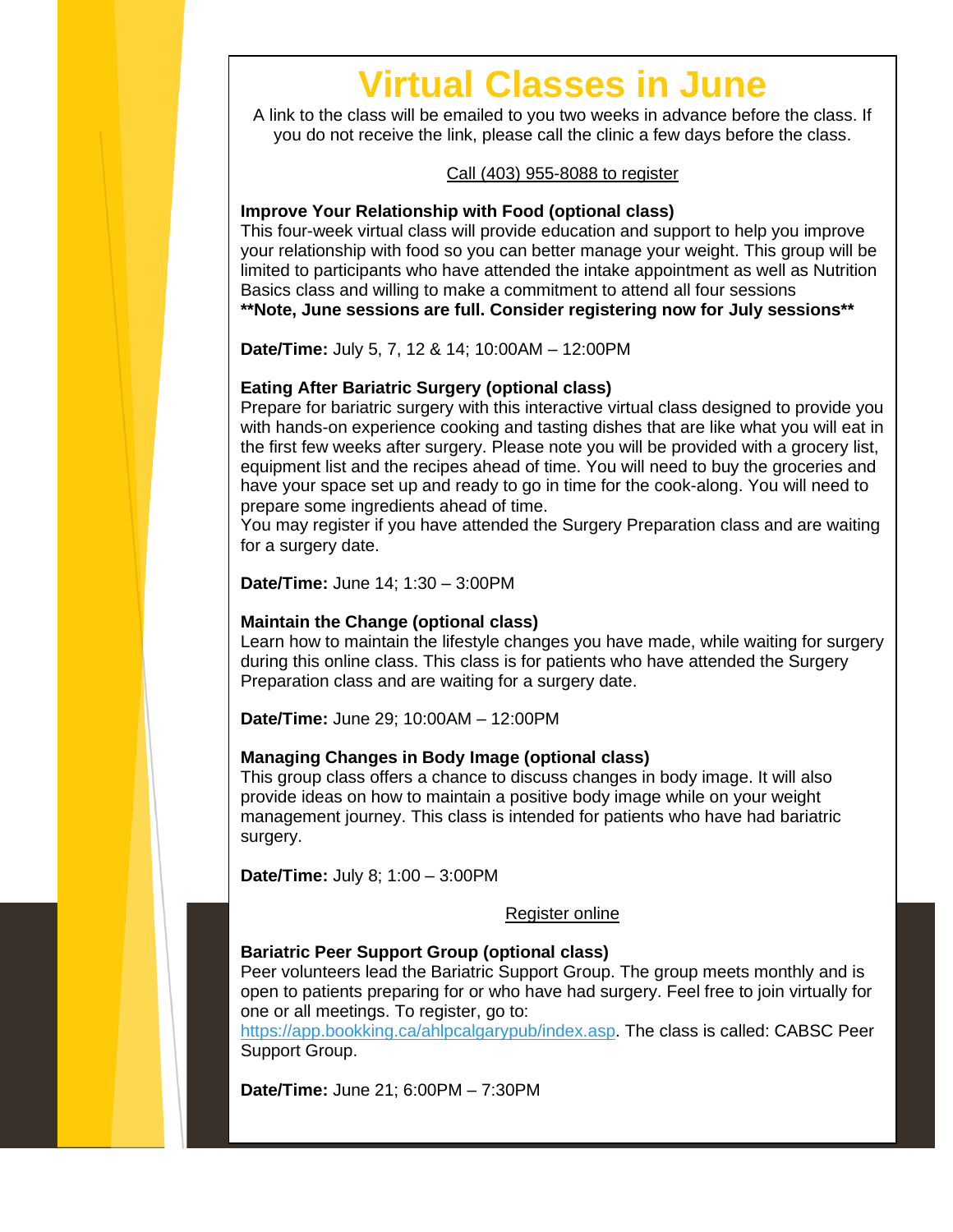# Virtual Classes in June

A link to the class will be emailed to you two weeks in advance before the class. If you do not receive the link, please call the clinic a few days before the class.

Call (403) 955-8088 to register

**Improve Your Relationship with Food (optional class)**
This four-week virtual class will provide education and support to help you improve your relationship with food so you can better manage your weight. This group will be limited to participants who have attended the intake appointment as well as Nutrition Basics class and willing to make a commitment to attend all four sessions
****Note, June sessions are full. Consider registering now for July sessions****

**Date/Time:** July 5, 7, 12 & 14; 10:00AM – 12:00PM

**Eating After Bariatric Surgery (optional class)**
Prepare for bariatric surgery with this interactive virtual class designed to provide you with hands-on experience cooking and tasting dishes that are like what you will eat in the first few weeks after surgery. Please note you will be provided with a grocery list, equipment list and the recipes ahead of time. You will need to buy the groceries and have your space set up and ready to go in time for the cook-along. You will need to prepare some ingredients ahead of time.
You may register if you have attended the Surgery Preparation class and are waiting for a surgery date.

**Date/Time:** June 14; 1:30 – 3:00PM

**Maintain the Change (optional class)**
Learn how to maintain the lifestyle changes you have made, while waiting for surgery during this online class. This class is for patients who have attended the Surgery Preparation class and are waiting for a surgery date.

**Date/Time:** June 29; 10:00AM – 12:00PM

**Managing Changes in Body Image (optional class)**
This group class offers a chance to discuss changes in body image. It will also provide ideas on how to maintain a positive body image while on your weight management journey. This class is intended for patients who have had bariatric surgery.

**Date/Time:** July 8; 1:00 – 3:00PM

Register online

**Bariatric Peer Support Group (optional class)**
Peer volunteers lead the Bariatric Support Group. The group meets monthly and is open to patients preparing for or who have had surgery. Feel free to join virtually for one or all meetings. To register, go to: https://app.bookking.ca/ahlpcalgarypub/index.asp. The class is called: CABSC Peer Support Group.

**Date/Time:** June 21; 6:00PM – 7:30PM